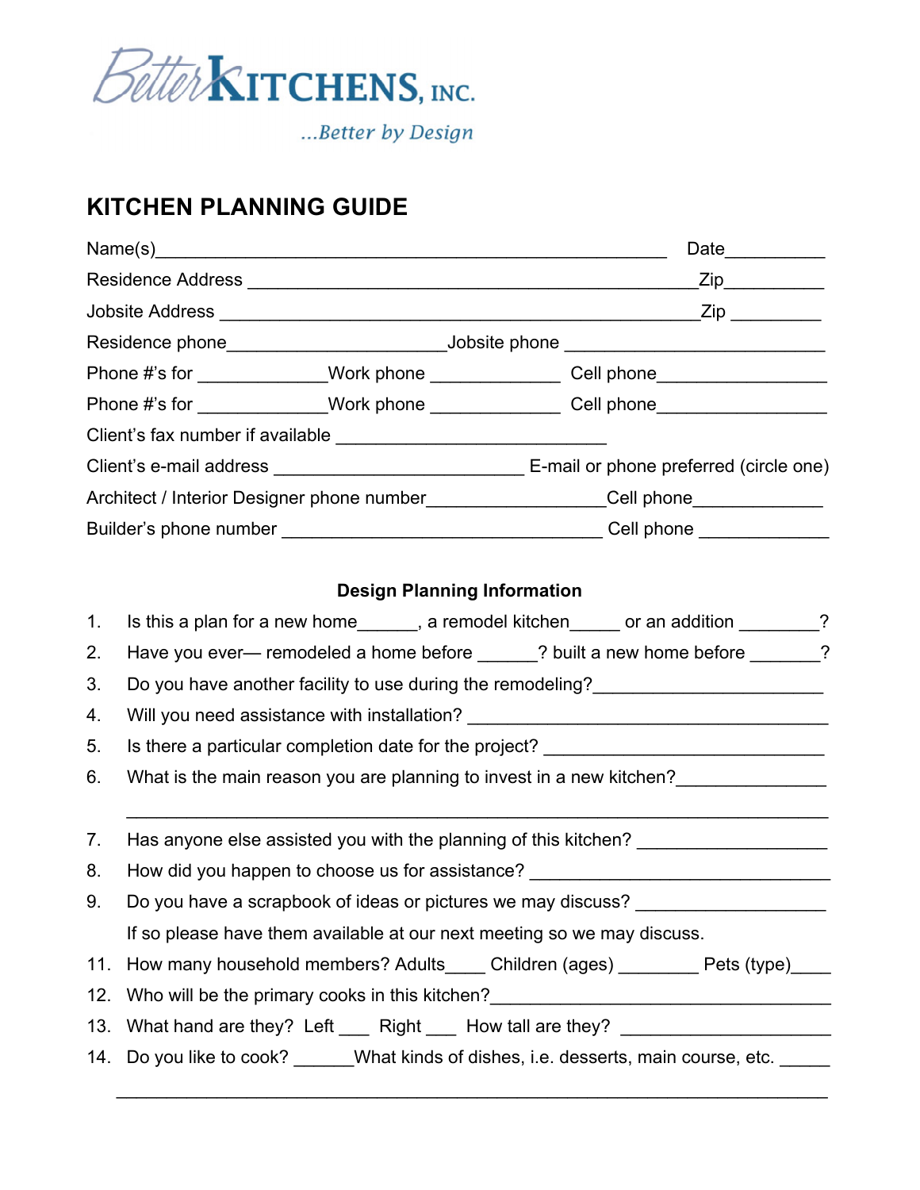Better KITCHENS, INC.

*...Better by Design*

# KITCHEN PLANNING GUIDE

Name(s)\_\_\_\_\_\_\_\_\_\_\_\_\_\_\_\_\_\_\_\_\_\_\_\_\_\_\_\_\_\_\_\_\_\_\_\_\_\_\_\_\_\_\_\_\_\_\_\_\_\_ Date\_\_\_\_\_\_\_\_\_\_

Residence Address \_\_\_\_\_\_\_\_\_\_\_\_\_\_\_\_\_\_\_\_\_\_\_\_\_\_\_\_\_\_\_\_\_\_\_\_\_\_\_\_\_\_\_\_\_Zip\_\_\_\_\_\_\_\_\_\_

Jobsite Address \_\_\_\_\_\_\_\_\_\_\_\_\_\_\_\_\_\_\_\_\_\_\_\_\_\_\_\_\_\_\_\_\_\_\_\_\_\_\_\_\_\_\_\_\_\_\_Zip \_\_\_\_\_\_\_\_\_

Residence phone\_\_\_\_\_\_\_\_\_\_\_\_\_\_\_\_\_\_\_\_\_\_Jobsite phone \_\_\_\_\_\_\_\_\_\_\_\_\_\_\_\_\_\_\_\_\_\_\_\_\_\_

Phone #'s for \_\_\_\_\_\_\_\_\_\_\_\_\_Work phone \_\_\_\_\_\_\_\_\_\_\_\_\_ Cell phone\_\_\_\_\_\_\_\_\_\_\_\_\_\_\_\_\_

Phone #'s for \_\_\_\_\_\_\_\_\_\_\_\_\_Work phone \_\_\_\_\_\_\_\_\_\_\_\_\_ Cell phone\_\_\_\_\_\_\_\_\_\_\_\_\_\_\_\_\_

Client's fax number if available \_\_\_\_\_\_\_\_\_\_\_\_\_\_\_\_\_\_\_\_\_\_\_\_\_\_\_

Client's e-mail address \_\_\_\_\_\_\_\_\_\_\_\_\_\_\_\_\_\_\_\_\_\_\_\_\_ E-mail or phone preferred (circle one)

Architect / Interior Designer phone number\_\_\_\_\_\_\_\_\_\_\_\_\_\_\_\_\_\_Cell phone\_\_\_\_\_\_\_\_\_\_\_\_\_

Builder's phone number \_\_\_\_\_\_\_\_\_\_\_\_\_\_\_\_\_\_\_\_\_\_\_\_\_\_\_\_\_\_\_\_ Cell phone \_\_\_\_\_\_\_\_\_\_\_\_\_

## Design Planning Information

1. Is this a plan for a new home\_\_\_\_\_\_, a remodel kitchen\_\_\_\_\_ or an addition \_\_\_\_\_\_\_\_?
2. Have you ever— remodeled a home before \_\_\_\_\_\_? built a new home before \_\_\_\_\_\_\_?
3. Do you have another facility to use during the remodeling?\_\_\_\_\_\_\_\_\_\_\_\_\_\_\_\_\_\_\_\_\_\_\_
4. Will you need assistance with installation? \_\_\_\_\_\_\_\_\_\_\_\_\_\_\_\_\_\_\_\_\_\_\_\_\_\_\_\_\_\_\_\_\_\_\_\_\_
5. Is there a particular completion date for the project? \_\_\_\_\_\_\_\_\_\_\_\_\_\_\_\_\_\_\_\_\_\_\_\_\_\_\_\_
6. What is the main reason you are planning to invest in a new kitchen?\_\_\_\_\_\_\_\_\_\_\_\_\_\_

   \_\_\_\_\_\_\_\_\_\_\_\_\_\_\_\_\_\_\_\_\_\_\_\_\_\_\_\_\_\_\_\_\_\_\_\_\_\_\_\_\_\_\_\_\_\_\_\_\_\_\_\_\_\_\_\_\_\_\_\_\_\_\_\_\_\_\_\_
7. Has anyone else assisted you with the planning of this kitchen? \_\_\_\_\_\_\_\_\_\_\_\_\_\_\_\_\_\_\_
8. How did you happen to choose us for assistance? \_\_\_\_\_\_\_\_\_\_\_\_\_\_\_\_\_\_\_\_\_\_\_\_\_\_\_\_\_\_\_
9. Do you have a scrapbook of ideas or pictures we may discuss? \_\_\_\_\_\_\_\_\_\_\_\_\_\_\_\_\_\_\_

   If so please have them available at our next meeting so we may discuss.

11. How many household members? Adults\_\_\_\_ Children (ages) \_\_\_\_\_\_\_\_ Pets (type)\_\_\_\_
12. Who will be the primary cooks in this kitchen?\_\_\_\_\_\_\_\_\_\_\_\_\_\_\_\_\_\_\_\_\_\_\_\_\_\_\_\_\_\_\_\_\_\_
13. What hand are they? Left \_\_\_ Right \_\_\_ How tall are they? \_\_\_\_\_\_\_\_\_\_\_\_\_\_\_\_\_\_\_\_\_
14. Do you like to cook? \_\_\_\_\_\_What kinds of dishes, i.e. desserts, main course, etc. \_\_\_\_\_

   \_\_\_\_\_\_\_\_\_\_\_\_\_\_\_\_\_\_\_\_\_\_\_\_\_\_\_\_\_\_\_\_\_\_\_\_\_\_\_\_\_\_\_\_\_\_\_\_\_\_\_\_\_\_\_\_\_\_\_\_\_\_\_\_\_\_\_\_\_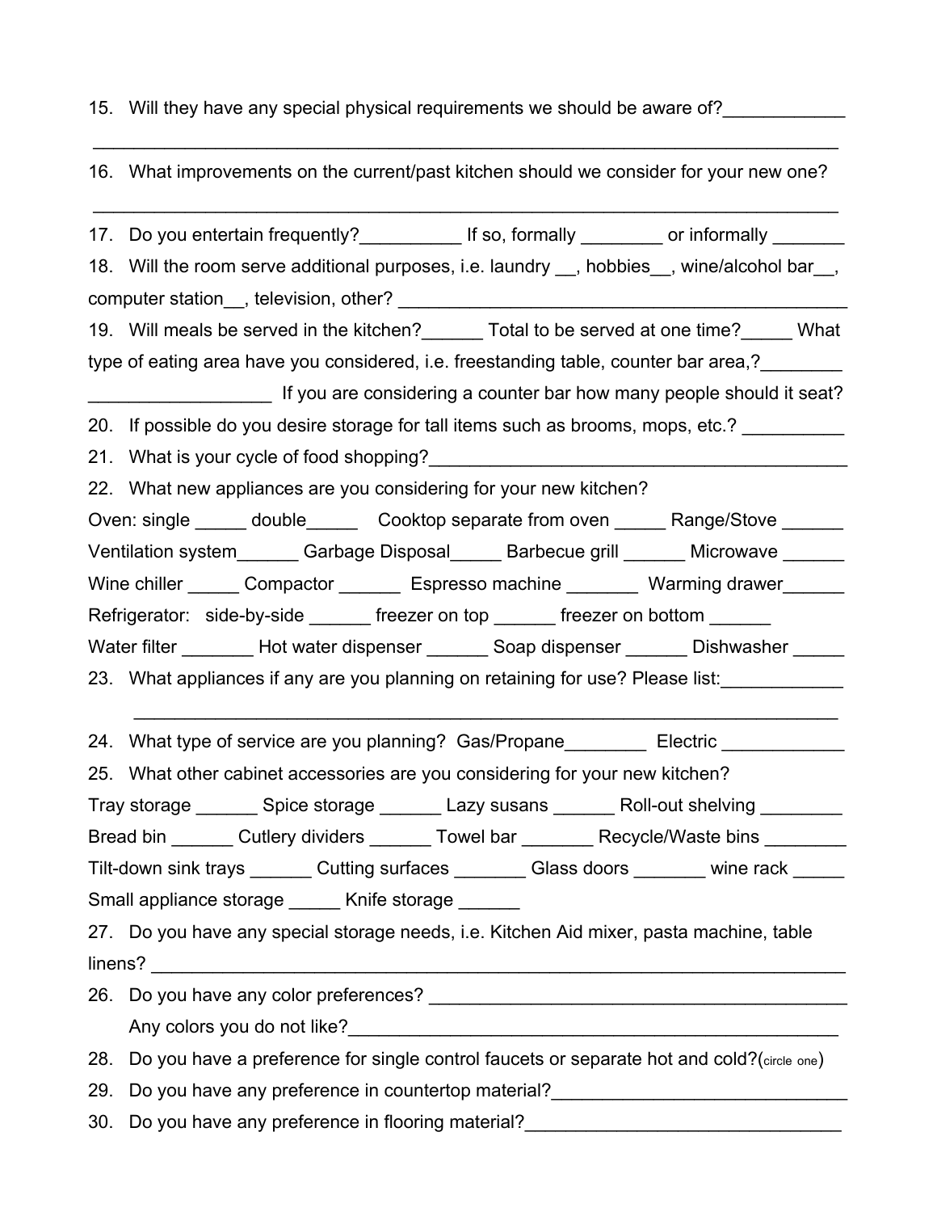15. Will they have any special physical requirements we should be aware of?____________
________________________________________________________________________________

16. What improvements on the current/past kitchen should we consider for your new one?
________________________________________________________________________________

17. Do you entertain frequently?__________ If so, formally ________ or informally _______

18. Will the room serve additional purposes, i.e. laundry __, hobbies__, wine/alcohol bar__, computer station__, television, other? _____________________________________________

19. Will meals be served in the kitchen?______ Total to be served at one time?_____ What type of eating area have you considered, i.e. freestanding table, counter bar area,?________ __________________ If you are considering a counter bar how many people should it seat?

20. If possible do you desire storage for tall items such as brooms, mops, etc.? __________

21. What is your cycle of food shopping?__________________________________________

22. What new appliances are you considering for your new kitchen?

Oven: single _____ double_____ Cooktop separate from oven _____ Range/Stove ______
Ventilation system______ Garbage Disposal_____ Barbecue grill ______ Microwave ______
Wine chiller _____ Compactor ______ Espresso machine _______ Warming drawer______
Refrigerator: side-by-side ______ freezer on top ______ freezer on bottom ______
Water filter _______ Hot water dispenser ______ Soap dispenser ______ Dishwasher _____

23. What appliances if any are you planning on retaining for use? Please list:____________
________________________________________________________________________________

24. What type of service are you planning? Gas/Propane________ Electric ____________

25. What other cabinet accessories are you considering for your new kitchen?

Tray storage ______ Spice storage ______ Lazy susans ______ Roll-out shelving ________
Bread bin ______ Cutlery dividers ______ Towel bar _______ Recycle/Waste bins ________
Tilt-down sink trays ______ Cutting surfaces _______ Glass doors _______ wine rack _____
Small appliance storage _____ Knife storage ______

27. Do you have any special storage needs, i.e. Kitchen Aid mixer, pasta machine, table linens? _________________________________________________________________________

26. Do you have any color preferences? __________________________________________
Any colors you do not like?_________________________________________________

28. Do you have a preference for single control faucets or separate hot and cold?(circle one)

29. Do you have any preference in countertop material?_____________________________

30. Do you have any preference in flooring material?________________________________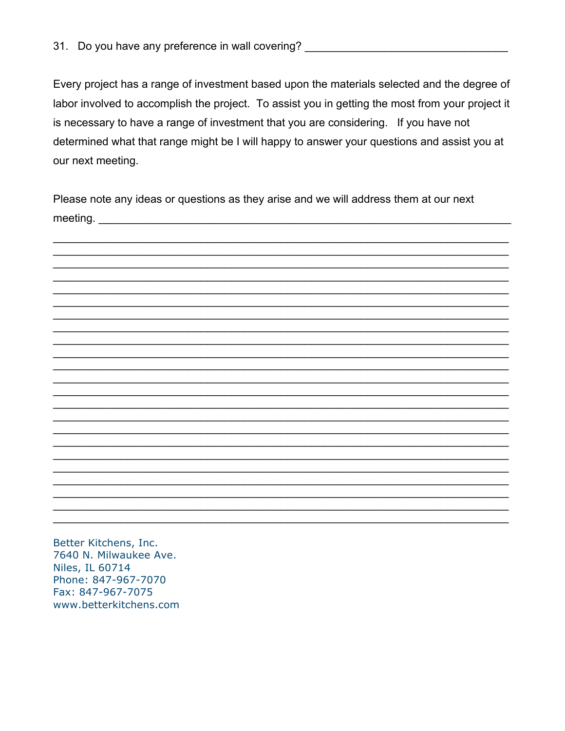31. Do you have any preference in wall covering? ________________________________

Every project has a range of investment based upon the materials selected and the degree of labor involved to accomplish the project. To assist you in getting the most from your project it is necessary to have a range of investment that you are considering. If you have not determined what that range might be I will happy to answer your questions and assist you at our next meeting.

Please note any ideas or questions as they arise and we will address them at our next meeting. ___________________________________________________________________

_________________________________________________________________________
_________________________________________________________________________
_________________________________________________________________________
_________________________________________________________________________
_________________________________________________________________________
_________________________________________________________________________
_________________________________________________________________________
_________________________________________________________________________
_________________________________________________________________________
_________________________________________________________________________
_________________________________________________________________________
_________________________________________________________________________
_________________________________________________________________________
_________________________________________________________________________
_________________________________________________________________________
_________________________________________________________________________
_________________________________________________________________________
_________________________________________________________________________
_________________________________________________________________________
_________________________________________________________________________
_________________________________________________________________________
_________________________________________________________________________
_________________________________________________________________________
_________________________________________________________________________

Better Kitchens, Inc.
7640 N. Milwaukee Ave.
Niles, IL 60714
Phone: 847-967-7070
Fax: 847-967-7075
www.betterkitchens.com